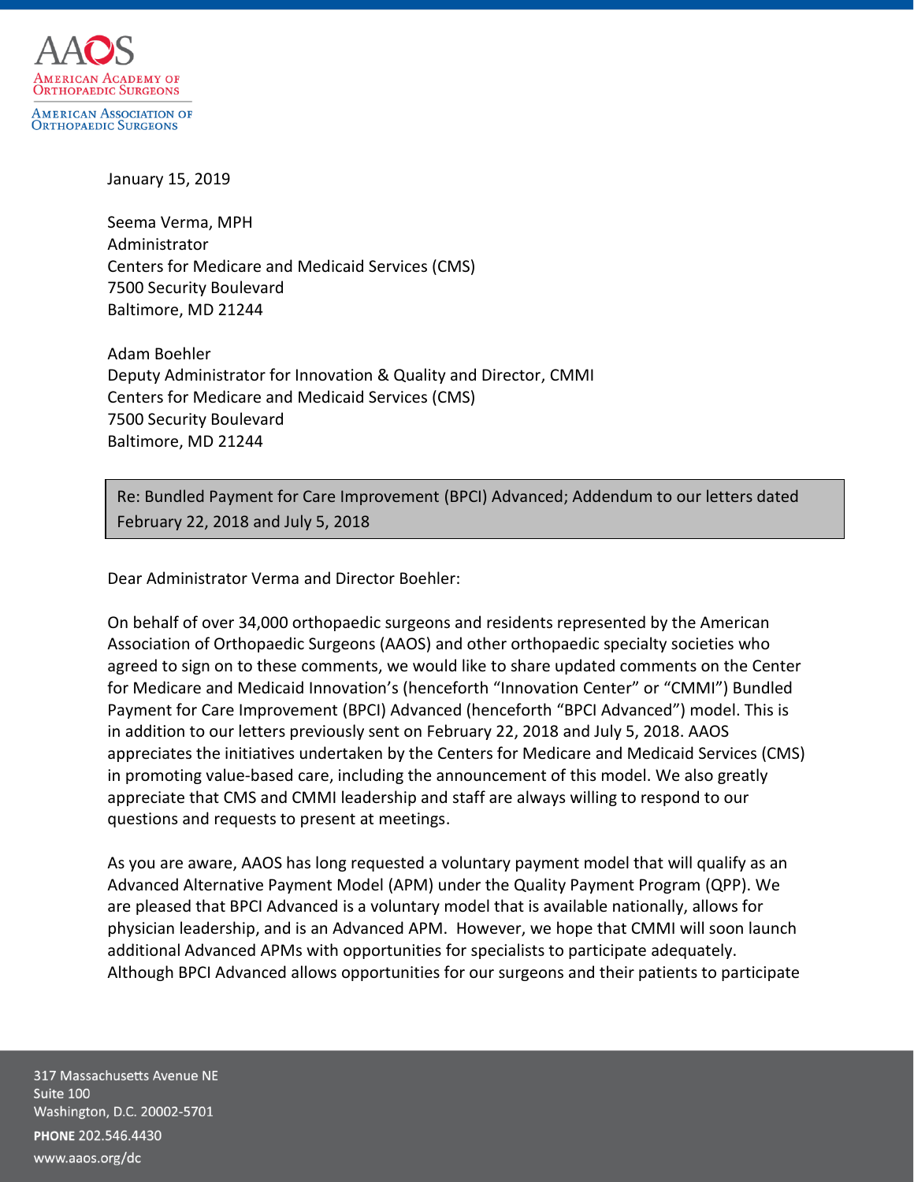AAOS
American Academy of Orthopaedic Surgeons
American Association of Orthopaedic Surgeons

January 15, 2019

Seema Verma, MPH
Administrator
Centers for Medicare and Medicaid Services (CMS)
7500 Security Boulevard
Baltimore, MD 21244

Adam Boehler
Deputy Administrator for Innovation & Quality and Director, CMMI
Centers for Medicare and Medicaid Services (CMS)
7500 Security Boulevard
Baltimore, MD 21244

Re: Bundled Payment for Care Improvement (BPCI) Advanced; Addendum to our letters dated February 22, 2018 and July 5, 2018

Dear Administrator Verma and Director Boehler:

On behalf of over 34,000 orthopaedic surgeons and residents represented by the American Association of Orthopaedic Surgeons (AAOS) and other orthopaedic specialty societies who agreed to sign on to these comments, we would like to share updated comments on the Center for Medicare and Medicaid Innovation's (henceforth "Innovation Center" or "CMMI") Bundled Payment for Care Improvement (BPCI) Advanced (henceforth "BPCI Advanced") model. This is in addition to our letters previously sent on February 22, 2018 and July 5, 2018. AAOS appreciates the initiatives undertaken by the Centers for Medicare and Medicaid Services (CMS) in promoting value-based care, including the announcement of this model. We also greatly appreciate that CMS and CMMI leadership and staff are always willing to respond to our questions and requests to present at meetings.

As you are aware, AAOS has long requested a voluntary payment model that will qualify as an Advanced Alternative Payment Model (APM) under the Quality Payment Program (QPP). We are pleased that BPCI Advanced is a voluntary model that is available nationally, allows for physician leadership, and is an Advanced APM. However, we hope that CMMI will soon launch additional Advanced APMs with opportunities for specialists to participate adequately. Although BPCI Advanced allows opportunities for our surgeons and their patients to participate

317 Massachusetts Avenue NE
Suite 100
Washington, D.C. 20002-5701
**PHONE** 202.546.4430
www.aaos.org/dc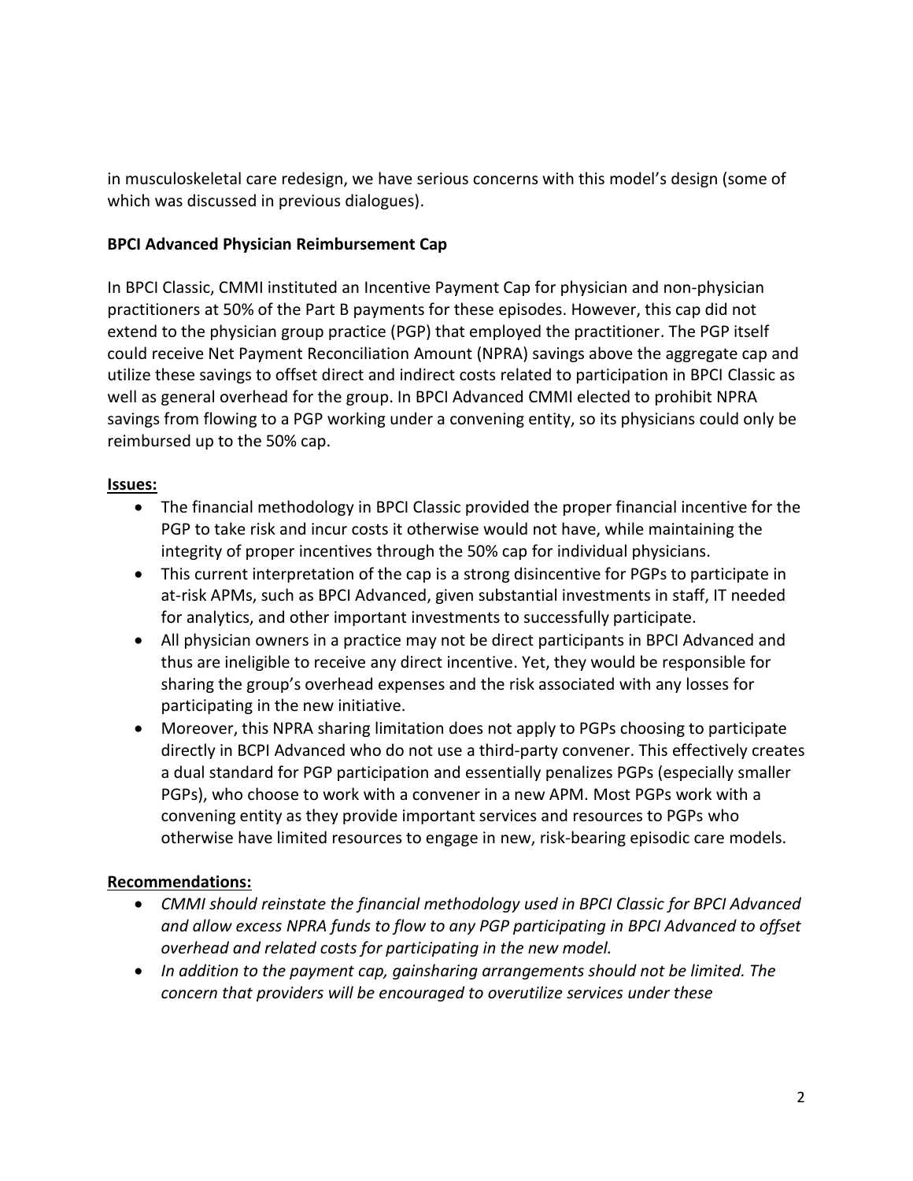in musculoskeletal care redesign, we have serious concerns with this model's design (some of which was discussed in previous dialogues).

**BPCI Advanced Physician Reimbursement Cap**

In BPCI Classic, CMMI instituted an Incentive Payment Cap for physician and non-physician practitioners at 50% of the Part B payments for these episodes. However, this cap did not extend to the physician group practice (PGP) that employed the practitioner. The PGP itself could receive Net Payment Reconciliation Amount (NPRA) savings above the aggregate cap and utilize these savings to offset direct and indirect costs related to participation in BPCI Classic as well as general overhead for the group. In BPCI Advanced CMMI elected to prohibit NPRA savings from flowing to a PGP working under a convening entity, so its physicians could only be reimbursed up to the 50% cap.

**Issues:**

- The financial methodology in BPCI Classic provided the proper financial incentive for the PGP to take risk and incur costs it otherwise would not have, while maintaining the integrity of proper incentives through the 50% cap for individual physicians.
- This current interpretation of the cap is a strong disincentive for PGPs to participate in at-risk APMs, such as BPCI Advanced, given substantial investments in staff, IT needed for analytics, and other important investments to successfully participate.
- All physician owners in a practice may not be direct participants in BPCI Advanced and thus are ineligible to receive any direct incentive. Yet, they would be responsible for sharing the group's overhead expenses and the risk associated with any losses for participating in the new initiative.
- Moreover, this NPRA sharing limitation does not apply to PGPs choosing to participate directly in BCPI Advanced who do not use a third-party convener. This effectively creates a dual standard for PGP participation and essentially penalizes PGPs (especially smaller PGPs), who choose to work with a convener in a new APM. Most PGPs work with a convening entity as they provide important services and resources to PGPs who otherwise have limited resources to engage in new, risk-bearing episodic care models.

**Recommendations:**

- *CMMI should reinstate the financial methodology used in BPCI Classic for BPCI Advanced and allow excess NPRA funds to flow to any PGP participating in BPCI Advanced to offset overhead and related costs for participating in the new model.*
- *In addition to the payment cap, gainsharing arrangements should not be limited. The concern that providers will be encouraged to overutilize services under these*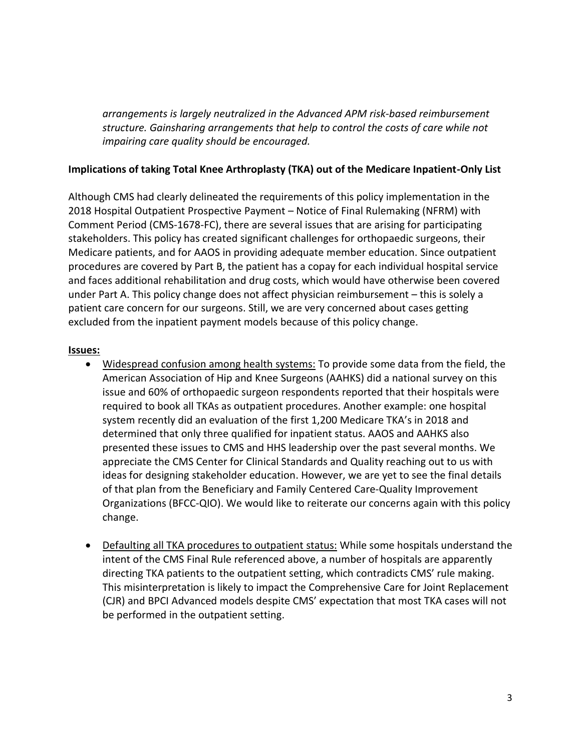*arrangements is largely neutralized in the Advanced APM risk-based reimbursement structure. Gainsharing arrangements that help to control the costs of care while not impairing care quality should be encouraged.*

**Implications of taking Total Knee Arthroplasty (TKA) out of the Medicare Inpatient-Only List**

Although CMS had clearly delineated the requirements of this policy implementation in the 2018 Hospital Outpatient Prospective Payment – Notice of Final Rulemaking (NFRM) with Comment Period (CMS-1678-FC), there are several issues that are arising for participating stakeholders. This policy has created significant challenges for orthopaedic surgeons, their Medicare patients, and for AAOS in providing adequate member education. Since outpatient procedures are covered by Part B, the patient has a copay for each individual hospital service and faces additional rehabilitation and drug costs, which would have otherwise been covered under Part A. This policy change does not affect physician reimbursement – this is solely a patient care concern for our surgeons. Still, we are very concerned about cases getting excluded from the inpatient payment models because of this policy change.

**<u>Issues:</u>**

- <u>Widespread confusion among health systems:</u> To provide some data from the field, the American Association of Hip and Knee Surgeons (AAHKS) did a national survey on this issue and 60% of orthopaedic surgeon respondents reported that their hospitals were required to book all TKAs as outpatient procedures. Another example: one hospital system recently did an evaluation of the first 1,200 Medicare TKA's in 2018 and determined that only three qualified for inpatient status. AAOS and AAHKS also presented these issues to CMS and HHS leadership over the past several months. We appreciate the CMS Center for Clinical Standards and Quality reaching out to us with ideas for designing stakeholder education. However, we are yet to see the final details of that plan from the Beneficiary and Family Centered Care-Quality Improvement Organizations (BFCC-QIO). We would like to reiterate our concerns again with this policy change.

- <u>Defaulting all TKA procedures to outpatient status:</u> While some hospitals understand the intent of the CMS Final Rule referenced above, a number of hospitals are apparently directing TKA patients to the outpatient setting, which contradicts CMS' rule making. This misinterpretation is likely to impact the Comprehensive Care for Joint Replacement (CJR) and BPCI Advanced models despite CMS' expectation that most TKA cases will not be performed in the outpatient setting.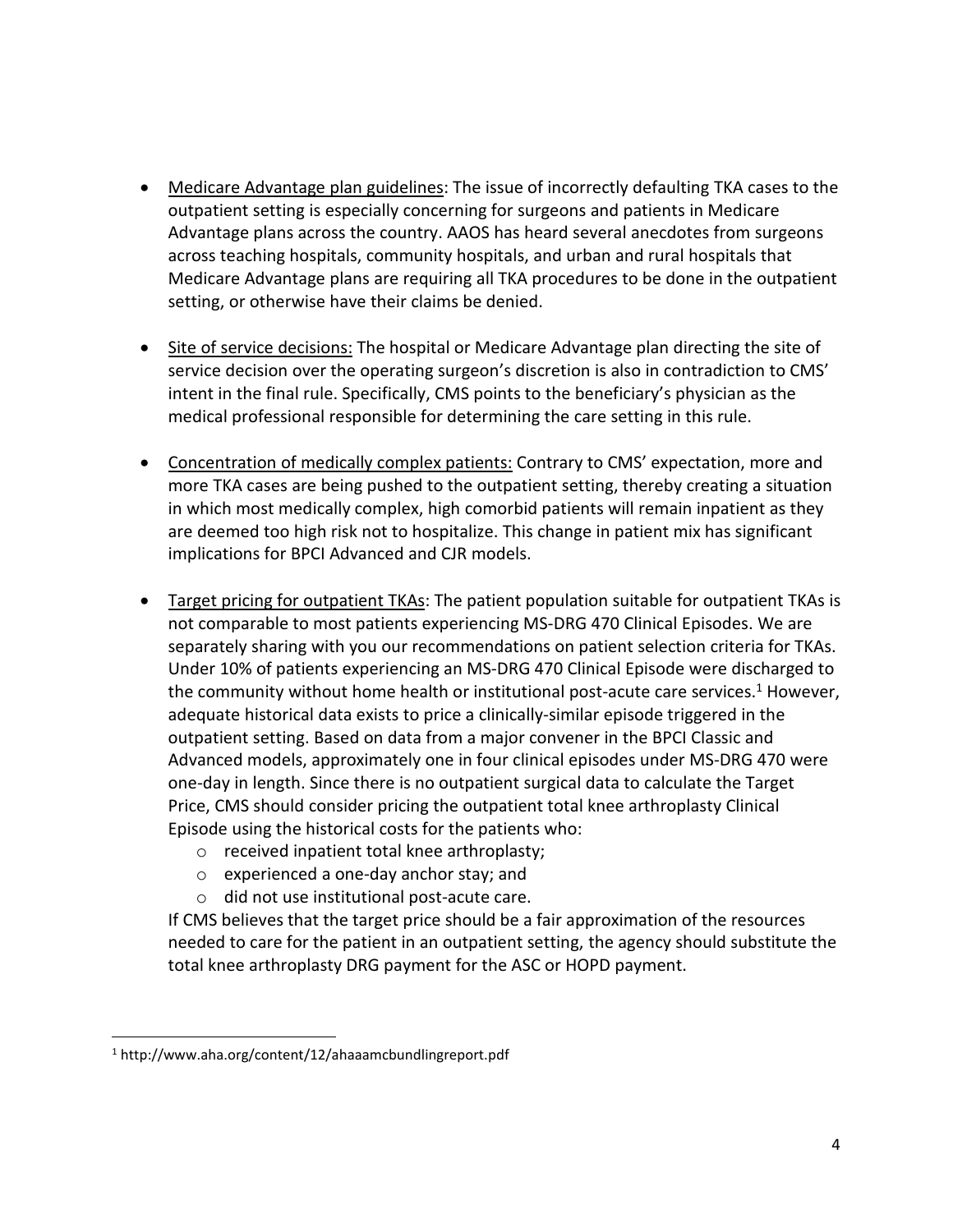- Medicare Advantage plan guidelines: The issue of incorrectly defaulting TKA cases to the outpatient setting is especially concerning for surgeons and patients in Medicare Advantage plans across the country. AAOS has heard several anecdotes from surgeons across teaching hospitals, community hospitals, and urban and rural hospitals that Medicare Advantage plans are requiring all TKA procedures to be done in the outpatient setting, or otherwise have their claims be denied.

- Site of service decisions: The hospital or Medicare Advantage plan directing the site of service decision over the operating surgeon's discretion is also in contradiction to CMS' intent in the final rule. Specifically, CMS points to the beneficiary's physician as the medical professional responsible for determining the care setting in this rule.

- Concentration of medically complex patients: Contrary to CMS' expectation, more and more TKA cases are being pushed to the outpatient setting, thereby creating a situation in which most medically complex, high comorbid patients will remain inpatient as they are deemed too high risk not to hospitalize. This change in patient mix has significant implications for BPCI Advanced and CJR models.

- Target pricing for outpatient TKAs: The patient population suitable for outpatient TKAs is not comparable to most patients experiencing MS-DRG 470 Clinical Episodes. We are separately sharing with you our recommendations on patient selection criteria for TKAs. Under 10% of patients experiencing an MS-DRG 470 Clinical Episode were discharged to the community without home health or institutional post-acute care services.[1] However, adequate historical data exists to price a clinically-similar episode triggered in the outpatient setting. Based on data from a major convener in the BPCI Classic and Advanced models, approximately one in four clinical episodes under MS-DRG 470 were one-day in length. Since there is no outpatient surgical data to calculate the Target Price, CMS should consider pricing the outpatient total knee arthroplasty Clinical Episode using the historical costs for the patients who:
  - received inpatient total knee arthroplasty;
  - experienced a one-day anchor stay; and
  - did not use institutional post-acute care.

  If CMS believes that the target price should be a fair approximation of the resources needed to care for the patient in an outpatient setting, the agency should substitute the total knee arthroplasty DRG payment for the ASC or HOPD payment.

---

[1] http://www.aha.org/content/12/ahaaamcbundlingreport.pdf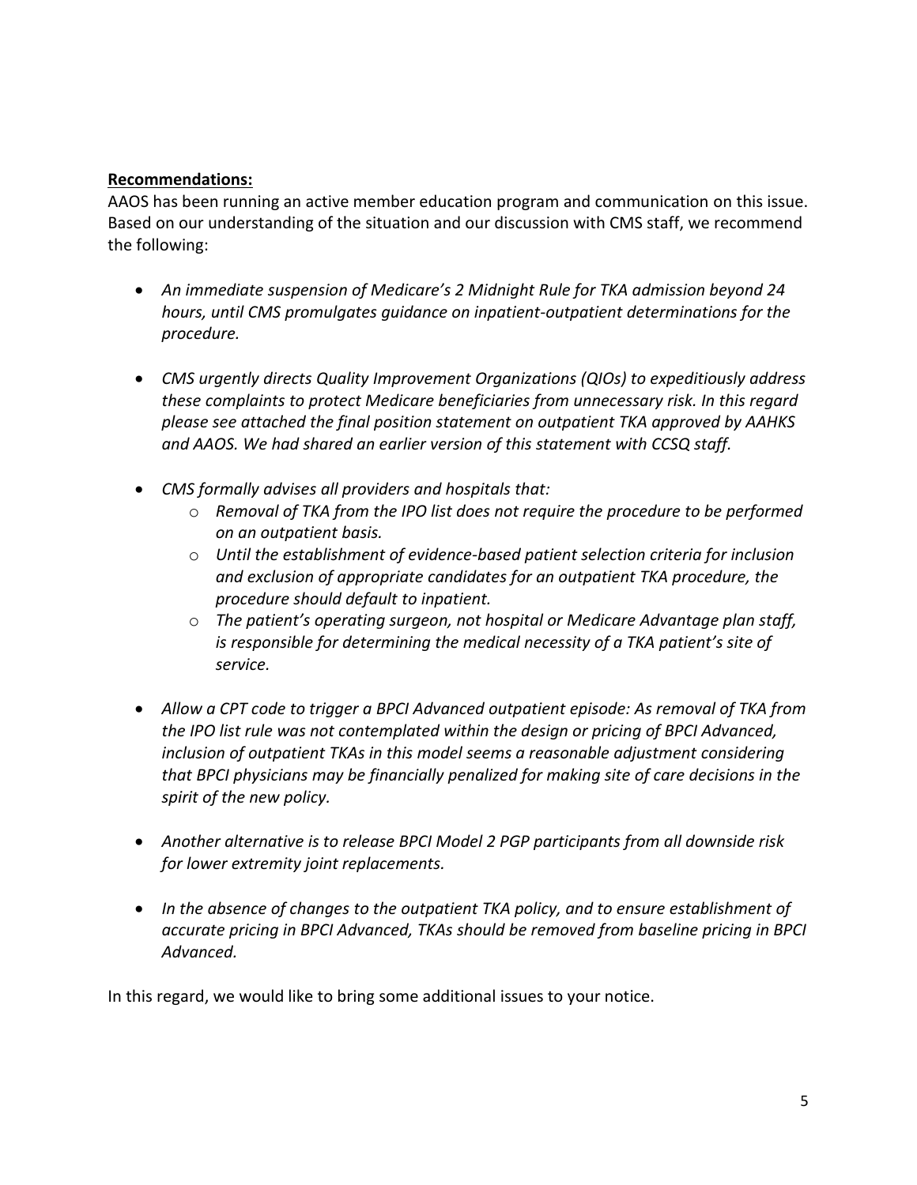**Recommendations:**

AAOS has been running an active member education program and communication on this issue. Based on our understanding of the situation and our discussion with CMS staff, we recommend the following:

- *An immediate suspension of Medicare's 2 Midnight Rule for TKA admission beyond 24 hours, until CMS promulgates guidance on inpatient-outpatient determinations for the procedure.*
- *CMS urgently directs Quality Improvement Organizations (QIOs) to expeditiously address these complaints to protect Medicare beneficiaries from unnecessary risk. In this regard please see attached the final position statement on outpatient TKA approved by AAHKS and AAOS. We had shared an earlier version of this statement with CCSQ staff.*
- *CMS formally advises all providers and hospitals that:*
  - *Removal of TKA from the IPO list does not require the procedure to be performed on an outpatient basis.*
  - *Until the establishment of evidence-based patient selection criteria for inclusion and exclusion of appropriate candidates for an outpatient TKA procedure, the procedure should default to inpatient.*
  - *The patient's operating surgeon, not hospital or Medicare Advantage plan staff, is responsible for determining the medical necessity of a TKA patient's site of service.*
- *Allow a CPT code to trigger a BPCI Advanced outpatient episode: As removal of TKA from the IPO list rule was not contemplated within the design or pricing of BPCI Advanced, inclusion of outpatient TKAs in this model seems a reasonable adjustment considering that BPCI physicians may be financially penalized for making site of care decisions in the spirit of the new policy.*
- *Another alternative is to release BPCI Model 2 PGP participants from all downside risk for lower extremity joint replacements.*
- *In the absence of changes to the outpatient TKA policy, and to ensure establishment of accurate pricing in BPCI Advanced, TKAs should be removed from baseline pricing in BPCI Advanced.*

In this regard, we would like to bring some additional issues to your notice.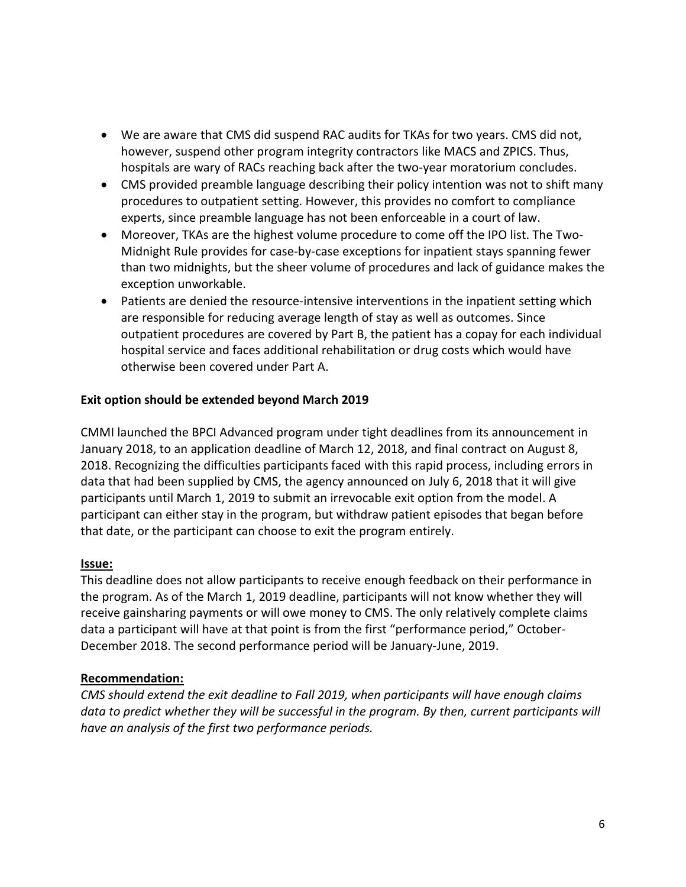- We are aware that CMS did suspend RAC audits for TKAs for two years. CMS did not, however, suspend other program integrity contractors like MACS and ZPICS. Thus, hospitals are wary of RACs reaching back after the two-year moratorium concludes.
- CMS provided preamble language describing their policy intention was not to shift many procedures to outpatient setting. However, this provides no comfort to compliance experts, since preamble language has not been enforceable in a court of law.
- Moreover, TKAs are the highest volume procedure to come off the IPO list. The Two-Midnight Rule provides for case-by-case exceptions for inpatient stays spanning fewer than two midnights, but the sheer volume of procedures and lack of guidance makes the exception unworkable.
- Patients are denied the resource-intensive interventions in the inpatient setting which are responsible for reducing average length of stay as well as outcomes. Since outpatient procedures are covered by Part B, the patient has a copay for each individual hospital service and faces additional rehabilitation or drug costs which would have otherwise been covered under Part A.

**Exit option should be extended beyond March 2019**

CMMI launched the BPCI Advanced program under tight deadlines from its announcement in January 2018, to an application deadline of March 12, 2018, and final contract on August 8, 2018. Recognizing the difficulties participants faced with this rapid process, including errors in data that had been supplied by CMS, the agency announced on July 6, 2018 that it will give participants until March 1, 2019 to submit an irrevocable exit option from the model. A participant can either stay in the program, but withdraw patient episodes that began before that date, or the participant can choose to exit the program entirely.

**Issue:**

This deadline does not allow participants to receive enough feedback on their performance in the program. As of the March 1, 2019 deadline, participants will not know whether they will receive gainsharing payments or will owe money to CMS. The only relatively complete claims data a participant will have at that point is from the first "performance period," October-December 2018. The second performance period will be January-June, 2019.

**Recommendation:**

*CMS should extend the exit deadline to Fall 2019, when participants will have enough claims data to predict whether they will be successful in the program. By then, current participants will have an analysis of the first two performance periods.*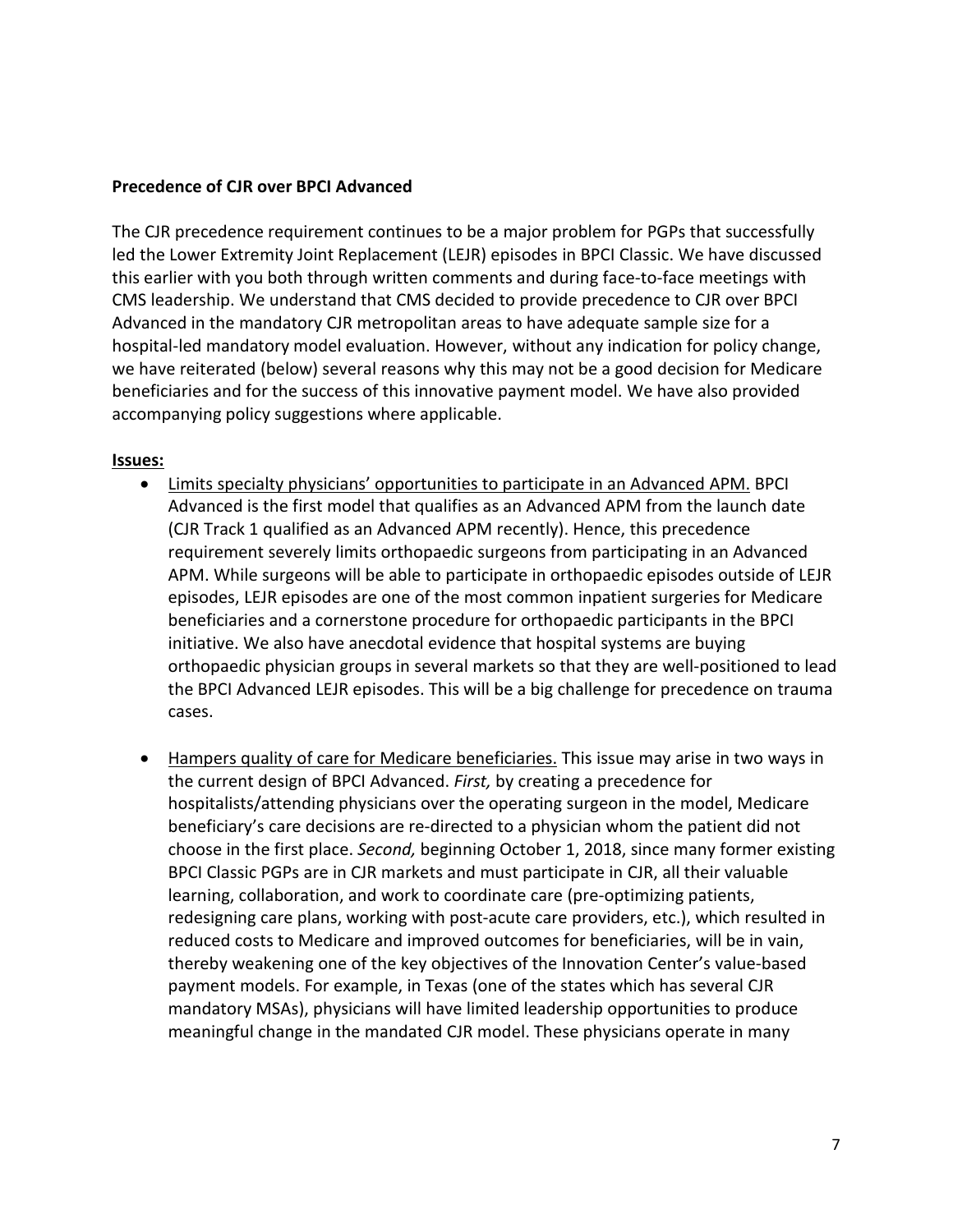**Precedence of CJR over BPCI Advanced**

The CJR precedence requirement continues to be a major problem for PGPs that successfully led the Lower Extremity Joint Replacement (LEJR) episodes in BPCI Classic. We have discussed this earlier with you both through written comments and during face-to-face meetings with CMS leadership. We understand that CMS decided to provide precedence to CJR over BPCI Advanced in the mandatory CJR metropolitan areas to have adequate sample size for a hospital-led mandatory model evaluation. However, without any indication for policy change, we have reiterated (below) several reasons why this may not be a good decision for Medicare beneficiaries and for the success of this innovative payment model. We have also provided accompanying policy suggestions where applicable.

**Issues:**

- Limits specialty physicians' opportunities to participate in an Advanced APM. BPCI Advanced is the first model that qualifies as an Advanced APM from the launch date (CJR Track 1 qualified as an Advanced APM recently). Hence, this precedence requirement severely limits orthopaedic surgeons from participating in an Advanced APM. While surgeons will be able to participate in orthopaedic episodes outside of LEJR episodes, LEJR episodes are one of the most common inpatient surgeries for Medicare beneficiaries and a cornerstone procedure for orthopaedic participants in the BPCI initiative. We also have anecdotal evidence that hospital systems are buying orthopaedic physician groups in several markets so that they are well-positioned to lead the BPCI Advanced LEJR episodes. This will be a big challenge for precedence on trauma cases.

- Hampers quality of care for Medicare beneficiaries. This issue may arise in two ways in the current design of BPCI Advanced. *First,* by creating a precedence for hospitalists/attending physicians over the operating surgeon in the model, Medicare beneficiary's care decisions are re-directed to a physician whom the patient did not choose in the first place. *Second,* beginning October 1, 2018, since many former existing BPCI Classic PGPs are in CJR markets and must participate in CJR, all their valuable learning, collaboration, and work to coordinate care (pre-optimizing patients, redesigning care plans, working with post-acute care providers, etc.), which resulted in reduced costs to Medicare and improved outcomes for beneficiaries, will be in vain, thereby weakening one of the key objectives of the Innovation Center's value-based payment models. For example, in Texas (one of the states which has several CJR mandatory MSAs), physicians will have limited leadership opportunities to produce meaningful change in the mandated CJR model. These physicians operate in many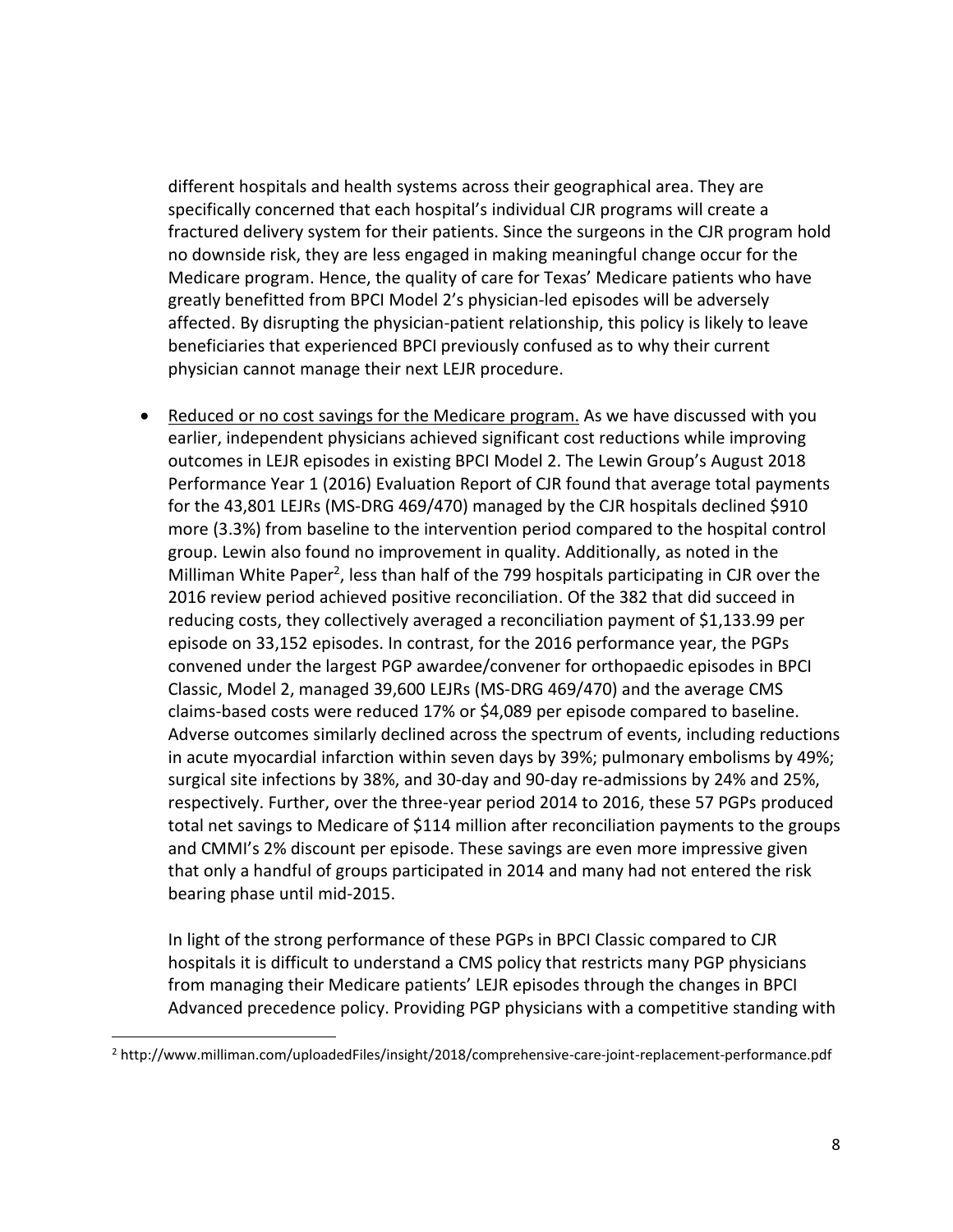different hospitals and health systems across their geographical area. They are specifically concerned that each hospital's individual CJR programs will create a fractured delivery system for their patients. Since the surgeons in the CJR program hold no downside risk, they are less engaged in making meaningful change occur for the Medicare program. Hence, the quality of care for Texas' Medicare patients who have greatly benefitted from BPCI Model 2's physician-led episodes will be adversely affected. By disrupting the physician-patient relationship, this policy is likely to leave beneficiaries that experienced BPCI previously confused as to why their current physician cannot manage their next LEJR procedure.

- <u>Reduced or no cost savings for the Medicare program.</u> As we have discussed with you earlier, independent physicians achieved significant cost reductions while improving outcomes in LEJR episodes in existing BPCI Model 2. The Lewin Group's August 2018 Performance Year 1 (2016) Evaluation Report of CJR found that average total payments for the 43,801 LEJRs (MS-DRG 469/470) managed by the CJR hospitals declined $910 more (3.3%) from baseline to the intervention period compared to the hospital control group. Lewin also found no improvement in quality. Additionally, as noted in the Milliman White Paper[2], less than half of the 799 hospitals participating in CJR over the 2016 review period achieved positive reconciliation. Of the 382 that did succeed in reducing costs, they collectively averaged a reconciliation payment of $1,133.99 per episode on 33,152 episodes. In contrast, for the 2016 performance year, the PGPs convened under the largest PGP awardee/convener for orthopaedic episodes in BPCI Classic, Model 2, managed 39,600 LEJRs (MS-DRG 469/470) and the average CMS claims-based costs were reduced 17% or $4,089 per episode compared to baseline. Adverse outcomes similarly declined across the spectrum of events, including reductions in acute myocardial infarction within seven days by 39%; pulmonary embolisms by 49%; surgical site infections by 38%, and 30-day and 90-day re-admissions by 24% and 25%, respectively. Further, over the three-year period 2014 to 2016, these 57 PGPs produced total net savings to Medicare of $114 million after reconciliation payments to the groups and CMMI's 2% discount per episode. These savings are even more impressive given that only a handful of groups participated in 2014 and many had not entered the risk bearing phase until mid-2015.

  In light of the strong performance of these PGPs in BPCI Classic compared to CJR hospitals it is difficult to understand a CMS policy that restricts many PGP physicians from managing their Medicare patients' LEJR episodes through the changes in BPCI Advanced precedence policy. Providing PGP physicians with a competitive standing with

---

[2] http://www.milliman.com/uploadedFiles/insight/2018/comprehensive-care-joint-replacement-performance.pdf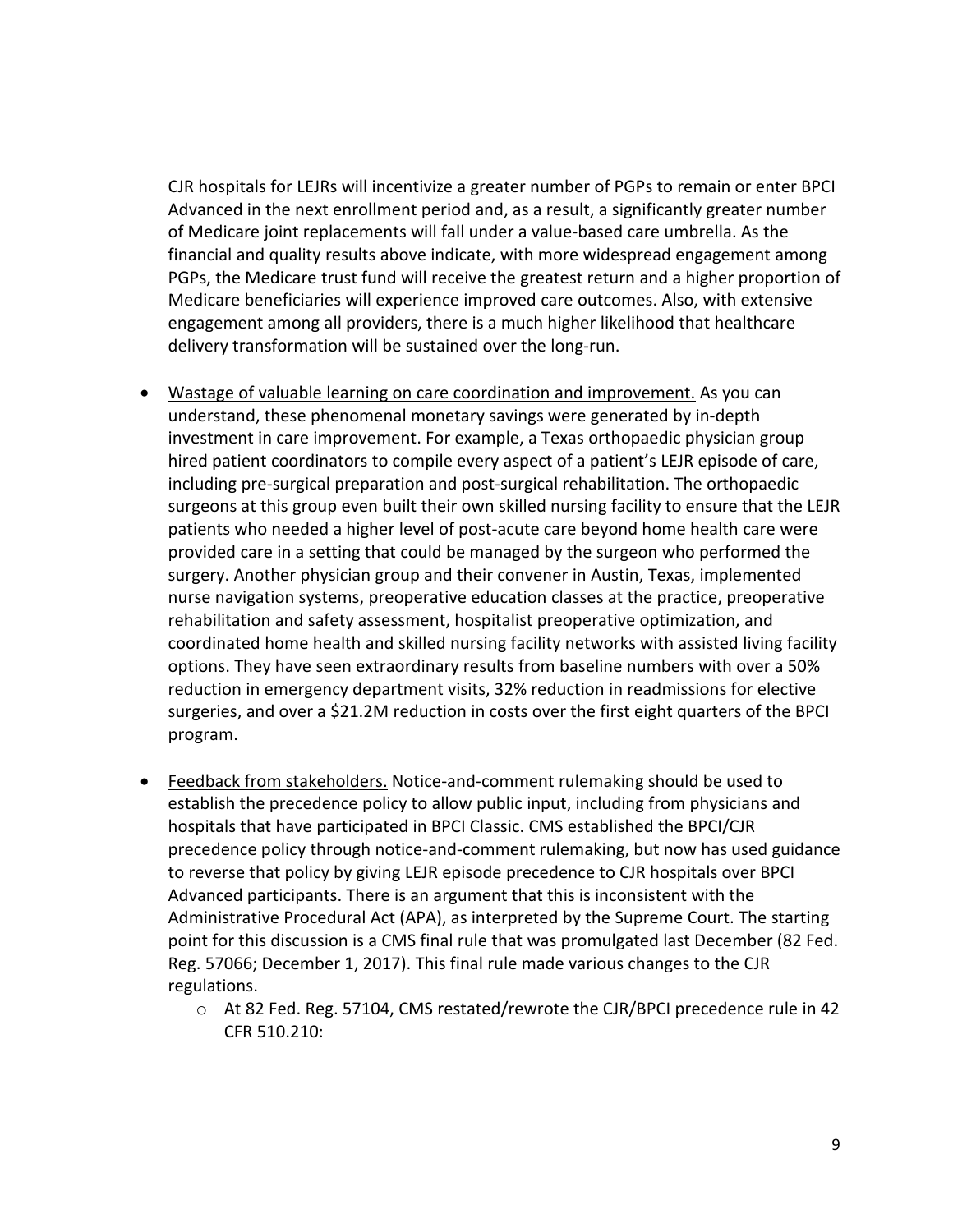CJR hospitals for LEJRs will incentivize a greater number of PGPs to remain or enter BPCI Advanced in the next enrollment period and, as a result, a significantly greater number of Medicare joint replacements will fall under a value-based care umbrella. As the financial and quality results above indicate, with more widespread engagement among PGPs, the Medicare trust fund will receive the greatest return and a higher proportion of Medicare beneficiaries will experience improved care outcomes. Also, with extensive engagement among all providers, there is a much higher likelihood that healthcare delivery transformation will be sustained over the long-run.

- <u>Wastage of valuable learning on care coordination and improvement.</u> As you can understand, these phenomenal monetary savings were generated by in-depth investment in care improvement. For example, a Texas orthopaedic physician group hired patient coordinators to compile every aspect of a patient's LEJR episode of care, including pre-surgical preparation and post-surgical rehabilitation. The orthopaedic surgeons at this group even built their own skilled nursing facility to ensure that the LEJR patients who needed a higher level of post-acute care beyond home health care were provided care in a setting that could be managed by the surgeon who performed the surgery. Another physician group and their convener in Austin, Texas, implemented nurse navigation systems, preoperative education classes at the practice, preoperative rehabilitation and safety assessment, hospitalist preoperative optimization, and coordinated home health and skilled nursing facility networks with assisted living facility options. They have seen extraordinary results from baseline numbers with over a 50% reduction in emergency department visits, 32% reduction in readmissions for elective surgeries, and over a $21.2M reduction in costs over the first eight quarters of the BPCI program.

- <u>Feedback from stakeholders.</u> Notice-and-comment rulemaking should be used to establish the precedence policy to allow public input, including from physicians and hospitals that have participated in BPCI Classic. CMS established the BPCI/CJR precedence policy through notice-and-comment rulemaking, but now has used guidance to reverse that policy by giving LEJR episode precedence to CJR hospitals over BPCI Advanced participants. There is an argument that this is inconsistent with the Administrative Procedural Act (APA), as interpreted by the Supreme Court. The starting point for this discussion is a CMS final rule that was promulgated last December (82 Fed. Reg. 57066; December 1, 2017). This final rule made various changes to the CJR regulations.
    - At 82 Fed. Reg. 57104, CMS restated/rewrote the CJR/BPCI precedence rule in 42 CFR 510.210: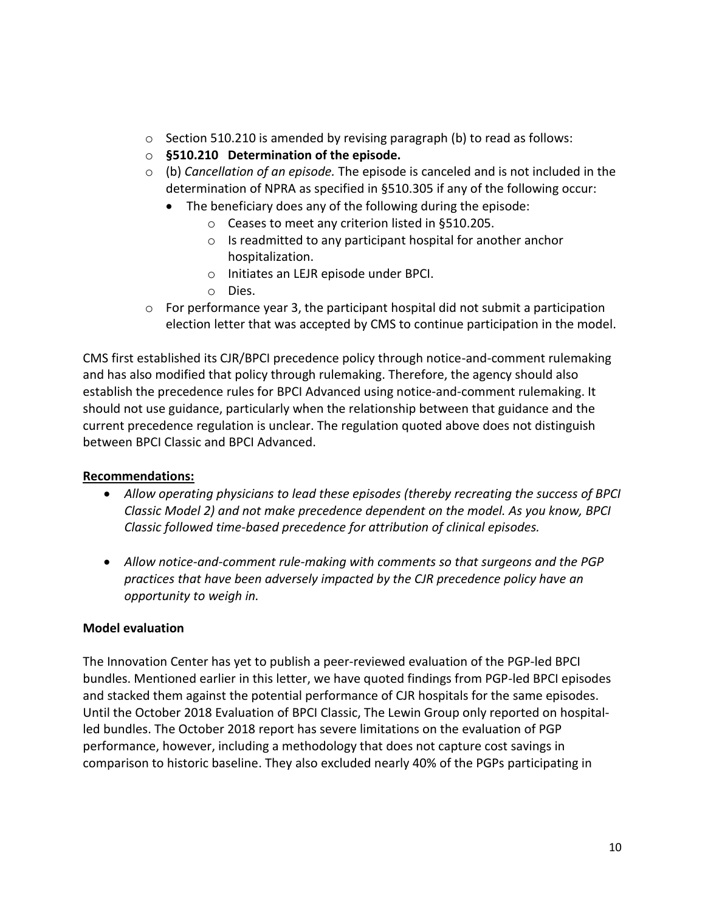- Section 510.210 is amended by revising paragraph (b) to read as follows:
- **§510.210 Determination of the episode.**
- (b) *Cancellation of an episode.* The episode is canceled and is not included in the determination of NPRA as specified in §510.305 if any of the following occur:
  - The beneficiary does any of the following during the episode:
    - Ceases to meet any criterion listed in §510.205.
    - Is readmitted to any participant hospital for another anchor hospitalization.
    - Initiates an LEJR episode under BPCI.
    - Dies.
- For performance year 3, the participant hospital did not submit a participation election letter that was accepted by CMS to continue participation in the model.

CMS first established its CJR/BPCI precedence policy through notice-and-comment rulemaking and has also modified that policy through rulemaking. Therefore, the agency should also establish the precedence rules for BPCI Advanced using notice-and-comment rulemaking. It should not use guidance, particularly when the relationship between that guidance and the current precedence regulation is unclear. The regulation quoted above does not distinguish between BPCI Classic and BPCI Advanced.

**Recommendations:**

- *Allow operating physicians to lead these episodes (thereby recreating the success of BPCI Classic Model 2) and not make precedence dependent on the model. As you know, BPCI Classic followed time-based precedence for attribution of clinical episodes.*

- *Allow notice-and-comment rule-making with comments so that surgeons and the PGP practices that have been adversely impacted by the CJR precedence policy have an opportunity to weigh in.*

**Model evaluation**

The Innovation Center has yet to publish a peer-reviewed evaluation of the PGP-led BPCI bundles. Mentioned earlier in this letter, we have quoted findings from PGP-led BPCI episodes and stacked them against the potential performance of CJR hospitals for the same episodes. Until the October 2018 Evaluation of BPCI Classic, The Lewin Group only reported on hospital-led bundles. The October 2018 report has severe limitations on the evaluation of PGP performance, however, including a methodology that does not capture cost savings in comparison to historic baseline. They also excluded nearly 40% of the PGPs participating in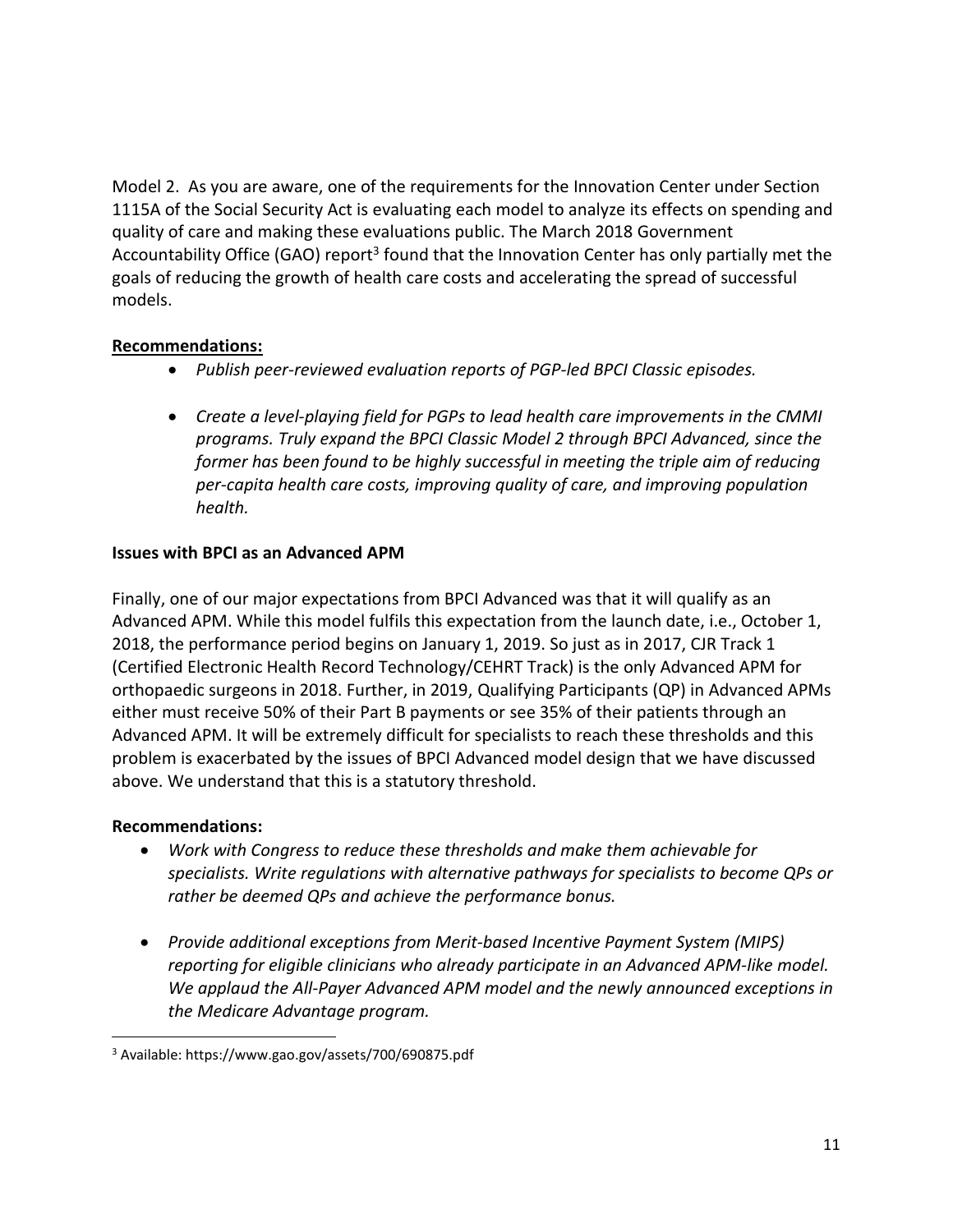Model 2. As you are aware, one of the requirements for the Innovation Center under Section 1115A of the Social Security Act is evaluating each model to analyze its effects on spending and quality of care and making these evaluations public. The March 2018 Government Accountability Office (GAO) report[3] found that the Innovation Center has only partially met the goals of reducing the growth of health care costs and accelerating the spread of successful models.

**Recommendations:**

- *Publish peer-reviewed evaluation reports of PGP-led BPCI Classic episodes.*
- *Create a level-playing field for PGPs to lead health care improvements in the CMMI programs. Truly expand the BPCI Classic Model 2 through BPCI Advanced, since the former has been found to be highly successful in meeting the triple aim of reducing per-capita health care costs, improving quality of care, and improving population health.*

**Issues with BPCI as an Advanced APM**

Finally, one of our major expectations from BPCI Advanced was that it will qualify as an Advanced APM. While this model fulfils this expectation from the launch date, i.e., October 1, 2018, the performance period begins on January 1, 2019. So just as in 2017, CJR Track 1 (Certified Electronic Health Record Technology/CEHRT Track) is the only Advanced APM for orthopaedic surgeons in 2018. Further, in 2019, Qualifying Participants (QP) in Advanced APMs either must receive 50% of their Part B payments or see 35% of their patients through an Advanced APM. It will be extremely difficult for specialists to reach these thresholds and this problem is exacerbated by the issues of BPCI Advanced model design that we have discussed above. We understand that this is a statutory threshold.

**Recommendations:**

- *Work with Congress to reduce these thresholds and make them achievable for specialists. Write regulations with alternative pathways for specialists to become QPs or rather be deemed QPs and achieve the performance bonus.*
- *Provide additional exceptions from Merit-based Incentive Payment System (MIPS) reporting for eligible clinicians who already participate in an Advanced APM-like model. We applaud the All-Payer Advanced APM model and the newly announced exceptions in the Medicare Advantage program.*

[3] Available: https://www.gao.gov/assets/700/690875.pdf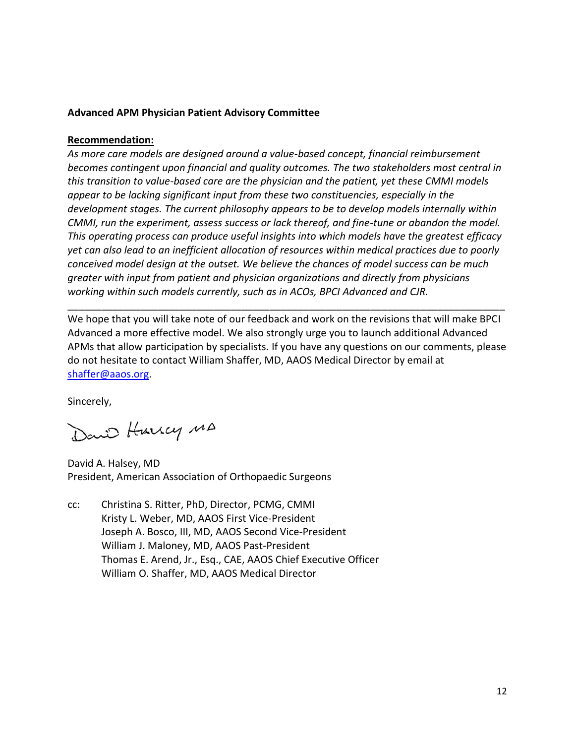**Advanced APM Physician Patient Advisory Committee**

**Recommendation:**

*As more care models are designed around a value-based concept, financial reimbursement becomes contingent upon financial and quality outcomes. The two stakeholders most central in this transition to value-based care are the physician and the patient, yet these CMMI models appear to be lacking significant input from these two constituencies, especially in the development stages. The current philosophy appears to be to develop models internally within CMMI, run the experiment, assess success or lack thereof, and fine-tune or abandon the model. This operating process can produce useful insights into which models have the greatest efficacy yet can also lead to an inefficient allocation of resources within medical practices due to poorly conceived model design at the outset. We believe the chances of model success can be much greater with input from patient and physician organizations and directly from physicians working within such models currently, such as in ACOs, BPCI Advanced and CJR.*

---

We hope that you will take note of our feedback and work on the revisions that will make BPCI Advanced a more effective model. We also strongly urge you to launch additional Advanced APMs that allow participation by specialists. If you have any questions on our comments, please do not hesitate to contact William Shaffer, MD, AAOS Medical Director by email at shaffer@aaos.org.

Sincerely,

David Halsey MD

David A. Halsey, MD
President, American Association of Orthopaedic Surgeons

cc: Christina S. Ritter, PhD, Director, PCMG, CMMI
Kristy L. Weber, MD, AAOS First Vice-President
Joseph A. Bosco, III, MD, AAOS Second Vice-President
William J. Maloney, MD, AAOS Past-President
Thomas E. Arend, Jr., Esq., CAE, AAOS Chief Executive Officer
William O. Shaffer, MD, AAOS Medical Director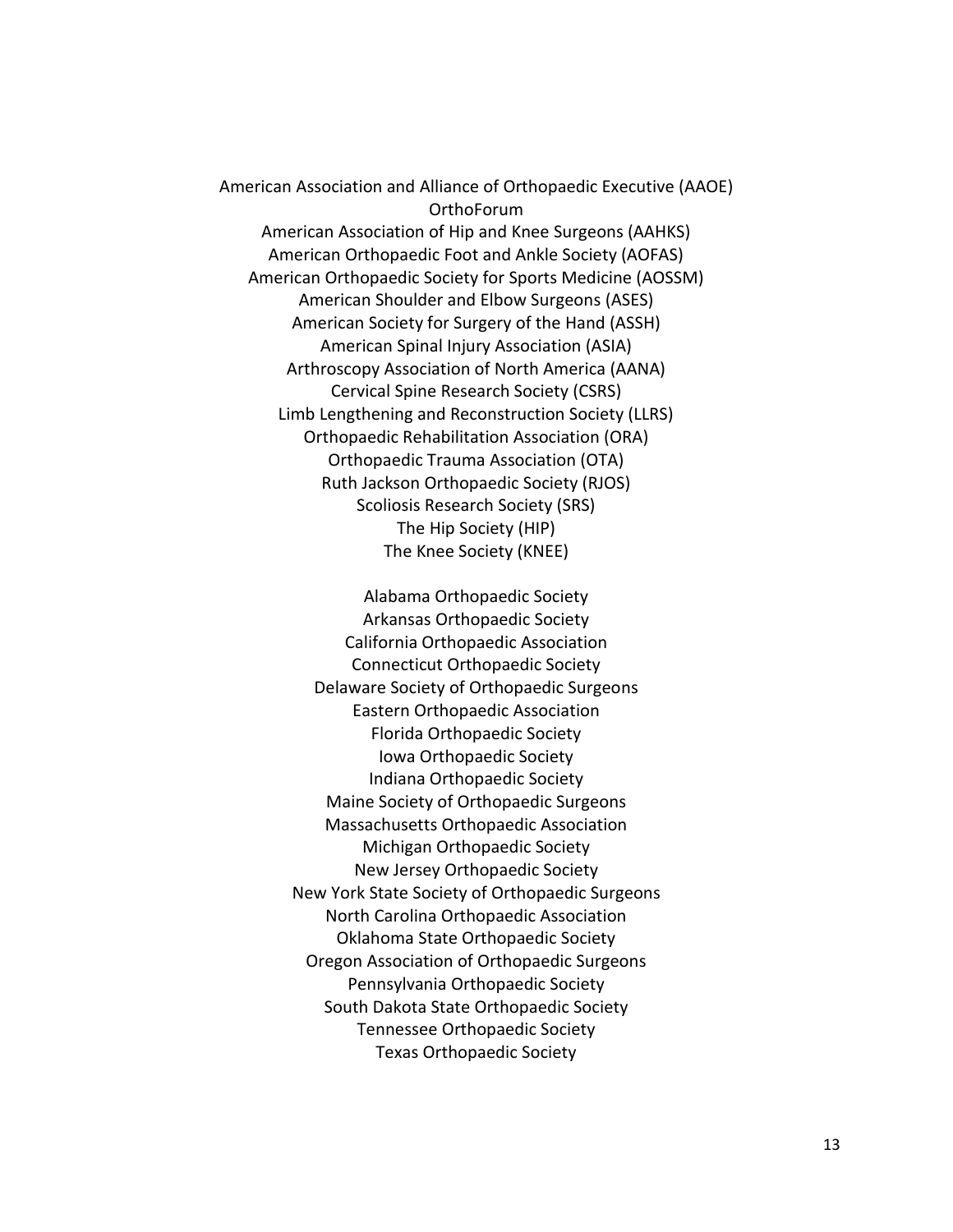American Association and Alliance of Orthopaedic Executive (AAOE)
OrthoForum
American Association of Hip and Knee Surgeons (AAHKS)
American Orthopaedic Foot and Ankle Society (AOFAS)
American Orthopaedic Society for Sports Medicine (AOSSM)
American Shoulder and Elbow Surgeons (ASES)
American Society for Surgery of the Hand (ASSH)
American Spinal Injury Association (ASIA)
Arthroscopy Association of North America (AANA)
Cervical Spine Research Society (CSRS)
Limb Lengthening and Reconstruction Society (LLRS)
Orthopaedic Rehabilitation Association (ORA)
Orthopaedic Trauma Association (OTA)
Ruth Jackson Orthopaedic Society (RJOS)
Scoliosis Research Society (SRS)
The Hip Society (HIP)
The Knee Society (KNEE)

Alabama Orthopaedic Society
Arkansas Orthopaedic Society
California Orthopaedic Association
Connecticut Orthopaedic Society
Delaware Society of Orthopaedic Surgeons
Eastern Orthopaedic Association
Florida Orthopaedic Society
Iowa Orthopaedic Society
Indiana Orthopaedic Society
Maine Society of Orthopaedic Surgeons
Massachusetts Orthopaedic Association
Michigan Orthopaedic Society
New Jersey Orthopaedic Society
New York State Society of Orthopaedic Surgeons
North Carolina Orthopaedic Association
Oklahoma State Orthopaedic Society
Oregon Association of Orthopaedic Surgeons
Pennsylvania Orthopaedic Society
South Dakota State Orthopaedic Society
Tennessee Orthopaedic Society
Texas Orthopaedic Society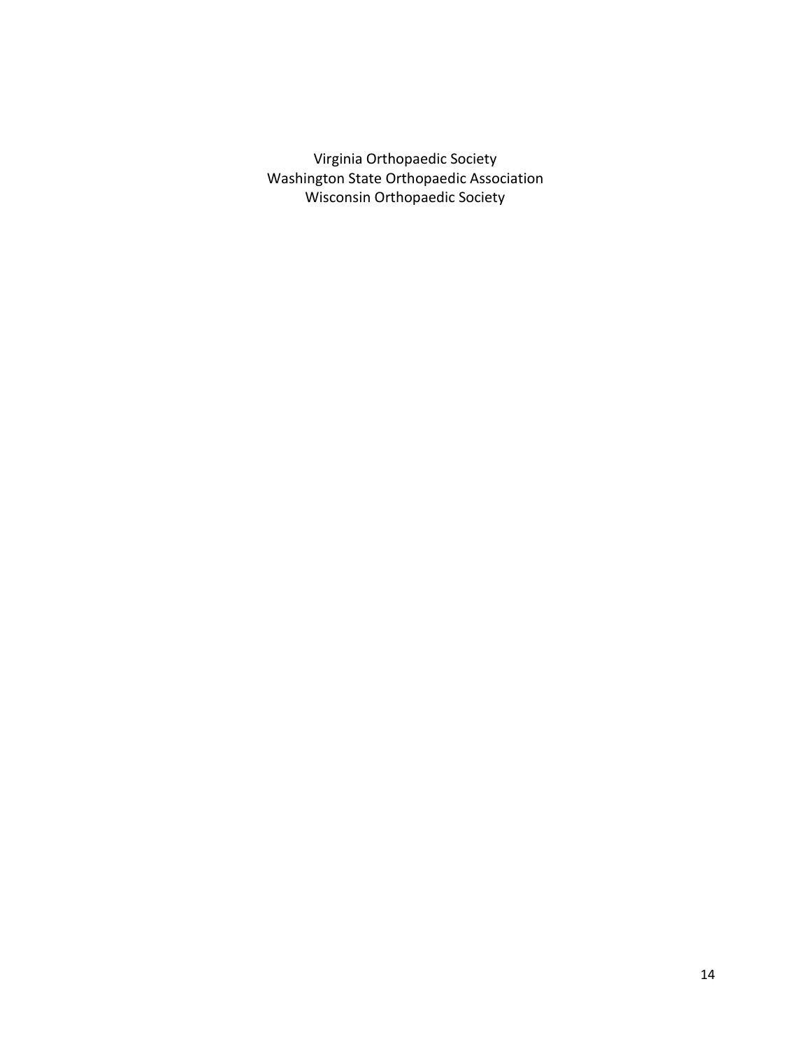Virginia Orthopaedic Society
Washington State Orthopaedic Association
Wisconsin Orthopaedic Society